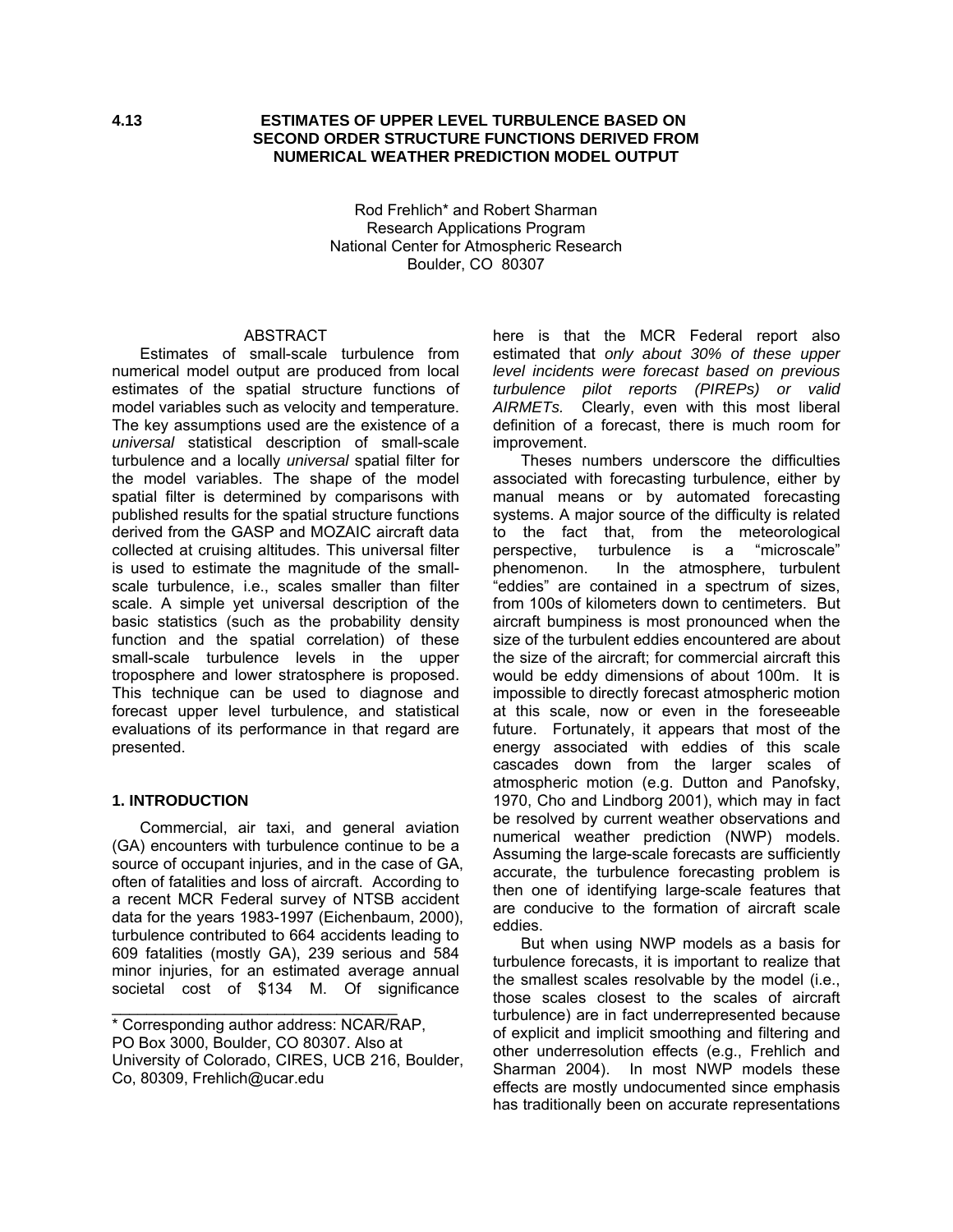**4.13**

# ESTIMATES OF UPPER LEVEL TURBULENCE BASED ON SECOND ORDER STRUCTURE FUNCTIONS DERIVED FROM NUMERICAL WEATHER PREDICTION MODEL OUTPUT

Rod Frehlich* and Robert Sharman
Research Applications Program
National Center for Atmospheric Research
Boulder, CO 80307

## ABSTRACT

Estimates of small-scale turbulence from numerical model output are produced from local estimates of the spatial structure functions of model variables such as velocity and temperature. The key assumptions used are the existence of a *universal* statistical description of small-scale turbulence and a locally *universal* spatial filter for the model variables. The shape of the model spatial filter is determined by comparisons with published results for the spatial structure functions derived from the GASP and MOZAIC aircraft data collected at cruising altitudes. This universal filter is used to estimate the magnitude of the small-scale turbulence, i.e., scales smaller than filter scale. A simple yet universal description of the basic statistics (such as the probability density function and the spatial correlation) of these small-scale turbulence levels in the upper troposphere and lower stratosphere is proposed. This technique can be used to diagnose and forecast upper level turbulence, and statistical evaluations of its performance in that regard are presented.

## 1. INTRODUCTION

Commercial, air taxi, and general aviation (GA) encounters with turbulence continue to be a source of occupant injuries, and in the case of GA, often of fatalities and loss of aircraft. According to a recent MCR Federal survey of NTSB accident data for the years 1983-1997 (Eichenbaum, 2000), turbulence contributed to 664 accidents leading to 609 fatalities (mostly GA), 239 serious and 584 minor injuries, for an estimated average annual societal cost of $134 M. Of significance here is that the MCR Federal report also estimated that *only about 30% of these upper level incidents were forecast based on previous turbulence pilot reports (PIREPs) or valid AIRMETs*. Clearly, even with this most liberal definition of a forecast, there is much room for improvement.

Theses numbers underscore the difficulties associated with forecasting turbulence, either by manual means or by automated forecasting systems. A major source of the difficulty is related to the fact that, from the meteorological perspective, turbulence is a "microscale" phenomenon. In the atmosphere, turbulent "eddies" are contained in a spectrum of sizes, from 100s of kilometers down to centimeters. But aircraft bumpiness is most pronounced when the size of the turbulent eddies encountered are about the size of the aircraft; for commercial aircraft this would be eddy dimensions of about 100m. It is impossible to directly forecast atmospheric motion at this scale, now or even in the foreseeable future. Fortunately, it appears that most of the energy associated with eddies of this scale cascades down from the larger scales of atmospheric motion (e.g. Dutton and Panofsky, 1970, Cho and Lindborg 2001), which may in fact be resolved by current weather observations and numerical weather prediction (NWP) models. Assuming the large-scale forecasts are sufficiently accurate, the turbulence forecasting problem is then one of identifying large-scale features that are conducive to the formation of aircraft scale eddies.

But when using NWP models as a basis for turbulence forecasts, it is important to realize that the smallest scales resolvable by the model (i.e., those scales closest to the scales of aircraft turbulence) are in fact underrepresented because of explicit and implicit smoothing and filtering and other underresolution effects (e.g., Frehlich and Sharman 2004). In most NWP models these effects are mostly undocumented since emphasis has traditionally been on accurate representations

---

* Corresponding author address: NCAR/RAP, PO Box 3000, Boulder, CO 80307. Also at University of Colorado, CIRES, UCB 216, Boulder, Co, 80309, Frehlich@ucar.edu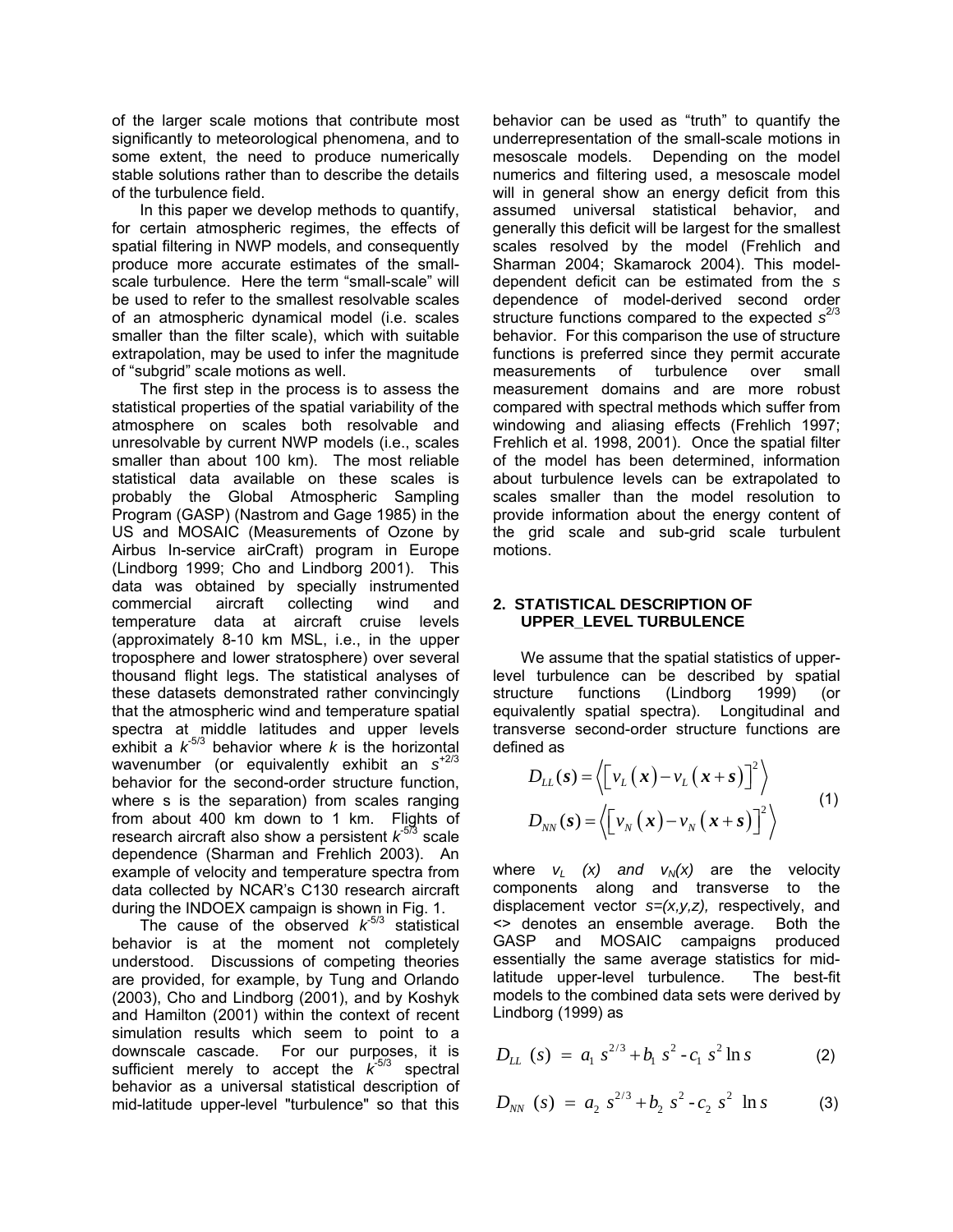of the larger scale motions that contribute most significantly to meteorological phenomena, and to some extent, the need to produce numerically stable solutions rather than to describe the details of the turbulence field.

In this paper we develop methods to quantify, for certain atmospheric regimes, the effects of spatial filtering in NWP models, and consequently produce more accurate estimates of the small-scale turbulence. Here the term “small-scale” will be used to refer to the smallest resolvable scales of an atmospheric dynamical model (i.e. scales smaller than the filter scale), which with suitable extrapolation, may be used to infer the magnitude of “subgrid” scale motions as well.

The first step in the process is to assess the statistical properties of the spatial variability of the atmosphere on scales both resolvable and unresolvable by current NWP models (i.e., scales smaller than about 100 km). The most reliable statistical data available on these scales is probably the Global Atmospheric Sampling Program (GASP) (Nastrom and Gage 1985) in the US and MOSAIC (Measurements of Ozone by Airbus In-service airCraft) program in Europe (Lindborg 1999; Cho and Lindborg 2001). This data was obtained by specially instrumented commercial aircraft collecting wind and temperature data at aircraft cruise levels (approximately 8-10 km MSL, i.e., in the upper troposphere and lower stratosphere) over several thousand flight legs. The statistical analyses of these datasets demonstrated rather convincingly that the atmospheric wind and temperature spatial spectra at middle latitudes and upper levels exhibit a $k^{-5/3}$ behavior where $k$ is the horizontal wavenumber (or equivalently exhibit an $s^{+2/3}$ behavior for the second-order structure function, where s is the separation) from scales ranging from about 400 km down to 1 km. Flights of research aircraft also show a persistent $k^{-5/3}$ scale dependence (Sharman and Frehlich 2003). An example of velocity and temperature spectra from data collected by NCAR’s C130 research aircraft during the INDOEX campaign is shown in Fig. 1.

The cause of the observed $k^{-5/3}$ statistical behavior is at the moment not completely understood. Discussions of competing theories are provided, for example, by Tung and Orlando (2003), Cho and Lindborg (2001), and by Koshyk and Hamilton (2001) within the context of recent simulation results which seem to point to a downscale cascade. For our purposes, it is sufficient merely to accept the $k^{-5/3}$ spectral behavior as a universal statistical description of mid-latitude upper-level "turbulence" so that this behavior can be used as “truth” to quantify the underrepresentation of the small-scale motions in mesoscale models. Depending on the model numerics and filtering used, a mesoscale model will in general show an energy deficit from this assumed universal statistical behavior, and generally this deficit will be largest for the smallest scales resolved by the model (Frehlich and Sharman 2004; Skamarock 2004). This model-dependent deficit can be estimated from the $s$ dependence of model-derived second order structure functions compared to the expected $s^{2/3}$ behavior. For this comparison the use of structure functions is preferred since they permit accurate measurements of turbulence over small measurement domains and are more robust compared with spectral methods which suffer from windowing and aliasing effects (Frehlich 1997; Frehlich et al. 1998, 2001). Once the spatial filter of the model has been determined, information about turbulence levels can be extrapolated to scales smaller than the model resolution to provide information about the energy content of the grid scale and sub-grid scale turbulent motions.

## 2. STATISTICAL DESCRIPTION OF UPPER_LEVEL TURBULENCE

We assume that the spatial statistics of upper-level turbulence can be described by spatial structure functions (Lindborg 1999) (or equivalently spatial spectra). Longitudinal and transverse second-order structure functions are defined as

$$D_{LL}(\boldsymbol{s}) = \left\langle \left[ v_L(\boldsymbol{x}) - v_L(\boldsymbol{x}+\boldsymbol{s}) \right]^2 \right\rangle$$
$$D_{NN}(\boldsymbol{s}) = \left\langle \left[ v_N(\boldsymbol{x}) - v_N(\boldsymbol{x}+\boldsymbol{s}) \right]^2 \right\rangle \qquad (1)$$

where $v_L$ *(x) and* $v_N$*(x)* are the velocity components along and transverse to the displacement vector *s=(x,y,z),* respectively, and <> denotes an ensemble average. Both the GASP and MOSAIC campaigns produced essentially the same average statistics for mid-latitude upper-level turbulence. The best-fit models to the combined data sets were derived by Lindborg (1999) as

$$D_{LL}\ (s)\ =\ a_1\ s^{2/3} + b_1\ s^2 - c_1\ s^2 \ln s \qquad (2)$$

$$D_{NN}\ (s)\ =\ a_2\ s^{2/3} + b_2\ s^2 - c_2\ s^2\ \ln s \qquad (3)$$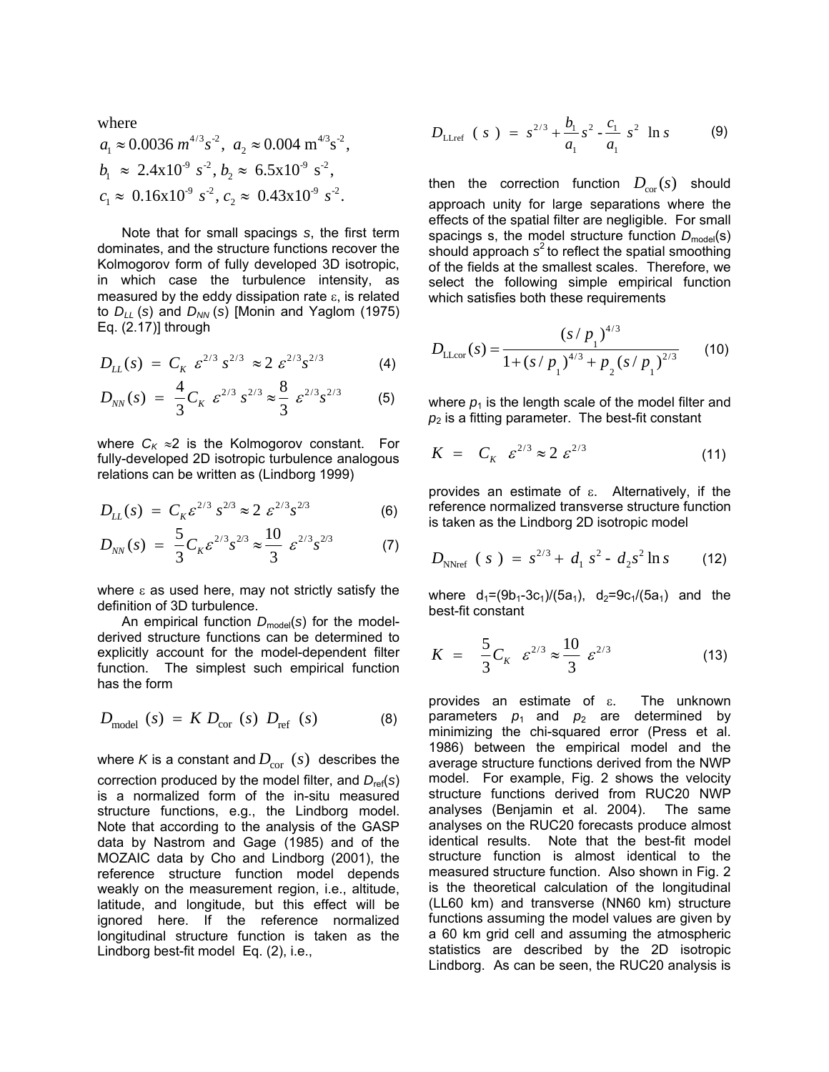where

$a_1 \approx 0.0036\, m^{4/3}s^{-2},\ a_2 \approx 0.004\ \mathrm{m}^{4/3}\mathrm{s}^{-2},$

$b_1\ \approx\ 2.4\mathrm{x}10^{-9}\ s^{-2},\ b_2 \approx\ 6.5\mathrm{x}10^{-9}\ \mathrm{s}^{-2},$

$c_1 \approx\ 0.16\mathrm{x}10^{-9}\ s^{-2},\ c_2 \approx\ 0.43\mathrm{x}10^{-9}\ s^{-2}.$

Note that for small spacings *s*, the first term dominates, and the structure functions recover the Kolmogorov form of fully developed 3D isotropic, in which case the turbulence intensity, as measured by the eddy dissipation rate ε, is related to $D_{LL}(s)$ and $D_{NN}(s)$ [Monin and Yaglom (1975) Eq. (2.17)] through

$$D_{LL}(s)\ =\ C_K\ \varepsilon^{2/3}\ s^{2/3}\ \approx 2\ \varepsilon^{2/3}s^{2/3} \qquad (4)$$

$$D_{NN}(s)\ =\ \frac{4}{3}C_K\ \varepsilon^{2/3}\ s^{2/3} \approx \frac{8}{3}\ \varepsilon^{2/3}s^{2/3} \qquad (5)$$

where $C_K \approx 2$ is the Kolmogorov constant. For fully-developed 2D isotropic turbulence analogous relations can be written as (Lindborg 1999)

$$D_{LL}(s)\ =\ C_K\varepsilon^{2/3}\ s^{2/3} \approx 2\ \varepsilon^{2/3}s^{2/3} \qquad (6)$$

$$D_{NN}(s)\ =\ \frac{5}{3}C_K\varepsilon^{2/3}s^{2/3} \approx \frac{10}{3}\ \varepsilon^{2/3}s^{2/3} \qquad (7)$$

where ε as used here, may not strictly satisfy the definition of 3D turbulence.

An empirical function $D_{\mathrm{model}}(s)$ for the model-derived structure functions can be determined to explicitly account for the model-dependent filter function. The simplest such empirical function has the form

$$D_{\mathrm{model}}\ (s)\ =\ K\ D_{\mathrm{cor}}\ (s)\ D_{\mathrm{ref}}\ (s) \qquad (8)$$

where *K* is a constant and $D_{\mathrm{cor}}\ (s)$ describes the correction produced by the model filter, and $D_{\mathrm{ref}}(s)$ is a normalized form of the in-situ measured structure functions, e.g., the Lindborg model. Note that according to the analysis of the GASP data by Nastrom and Gage (1985) and of the MOZAIC data by Cho and Lindborg (2001), the reference structure function model depends weakly on the measurement region, i.e., altitude, latitude, and longitude, but this effect will be ignored here. If the reference normalized longitudinal structure function is taken as the Lindborg best-fit model Eq. (2), i.e.,

$$D_{\mathrm{LLref}}\ (\ s\ )\ =\ s^{2/3} + \frac{b_1}{a_1}s^2 - \frac{c_1}{a_1}\ s^2\ \ln s \qquad (9)$$

then the correction function $D_{\mathrm{cor}}(s)$ should approach unity for large separations where the effects of the spatial filter are negligible. For small spacings s, the model structure function $D_{\mathrm{model}}(s)$ should approach $s^2$ to reflect the spatial smoothing of the fields at the smallest scales. Therefore, we select the following simple empirical function which satisfies both these requirements

$$D_{\mathrm{LLcor}}(s) = \frac{(s/p_1)^{4/3}}{1+(s/p_1)^{4/3} + p_2(s/p_1)^{2/3}} \qquad (10)$$

where $p_1$ is the length scale of the model filter and $p_2$ is a fitting parameter. The best-fit constant

$$K\ =\ \ C_K\ \ \varepsilon^{2/3} \approx 2\ \varepsilon^{2/3} \qquad (11)$$

provides an estimate of ε. Alternatively, if the reference normalized transverse structure function is taken as the Lindborg 2D isotropic model

$$D_{\mathrm{NNref}}\ (\ s\ )\ =\ s^{2/3} +\ d_1\ s^2 -\ d_2 s^2 \ln s \qquad (12)$$

where $d_1=(9b_1-3c_1)/(5a_1)$, $d_2=9c_1/(5a_1)$ and the best-fit constant

$$K\ =\ \ \frac{5}{3}C_K\ \ \varepsilon^{2/3} \approx \frac{10}{3}\ \varepsilon^{2/3} \qquad (13)$$

provides an estimate of ε. The unknown parameters $p_1$ and $p_2$ are determined by minimizing the chi-squared error (Press et al. 1986) between the empirical model and the average structure functions derived from the NWP model. For example, Fig. 2 shows the velocity structure functions derived from RUC20 NWP analyses (Benjamin et al. 2004). The same analyses on the RUC20 forecasts produce almost identical results. Note that the best-fit model structure function is almost identical to the measured structure function. Also shown in Fig. 2 is the theoretical calculation of the longitudinal (LL60 km) and transverse (NN60 km) structure functions assuming the model values are given by a 60 km grid cell and assuming the atmospheric statistics are described by the 2D isotropic Lindborg. As can be seen, the RUC20 analysis is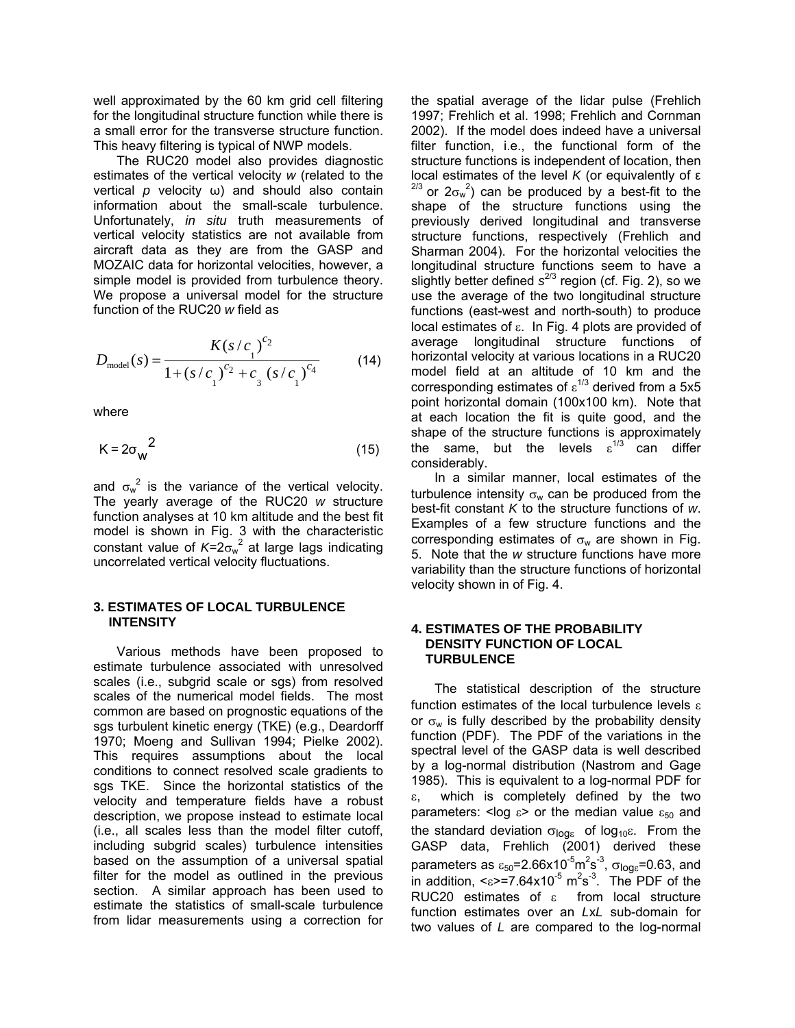well approximated by the 60 km grid cell filtering for the longitudinal structure function while there is a small error for the transverse structure function. This heavy filtering is typical of NWP models.

The RUC20 model also provides diagnostic estimates of the vertical velocity $w$ (related to the vertical $p$ velocity $\omega$) and should also contain information about the small-scale turbulence. Unfortunately, *in situ* truth measurements of vertical velocity statistics are not available from aircraft data as they are from the GASP and MOZAIC data for horizontal velocities, however, a simple model is provided from turbulence theory. We propose a universal model for the structure function of the RUC20 $w$ field as

$$D_{\text{model}}(s) = \frac{K(s/c_1)^{c_2}}{1+(s/c_1)^{c_2} + c_3\,(s/c_1)^{c_4}} \tag{14}$$

where

$$K = 2\sigma_w^{\,2} \tag{15}$$

and $\sigma_w^2$ is the variance of the vertical velocity. The yearly average of the RUC20 $w$ structure function analyses at 10 km altitude and the best fit model is shown in Fig. 3 with the characteristic constant value of $K$=$2\sigma_w^2$ at large lags indicating uncorrelated vertical velocity fluctuations.

## 3. ESTIMATES OF LOCAL TURBULENCE INTENSITY

Various methods have been proposed to estimate turbulence associated with unresolved scales (i.e., subgrid scale or sgs) from resolved scales of the numerical model fields. The most common are based on prognostic equations of the sgs turbulent kinetic energy (TKE) (e.g., Deardorff 1970; Moeng and Sullivan 1994; Pielke 2002). This requires assumptions about the local conditions to connect resolved scale gradients to sgs TKE. Since the horizontal statistics of the velocity and temperature fields have a robust description, we propose instead to estimate local (i.e., all scales less than the model filter cutoff, including subgrid scales) turbulence intensities based on the assumption of a universal spatial filter for the model as outlined in the previous section. A similar approach has been used to estimate the statistics of small-scale turbulence from lidar measurements using a correction for the spatial average of the lidar pulse (Frehlich 1997; Frehlich et al. 1998; Frehlich and Cornman 2002). If the model does indeed have a universal filter function, i.e., the functional form of the structure functions is independent of location, then local estimates of the level $K$ (or equivalently of $\varepsilon^{2/3}$ or $2\sigma_w^2$) can be produced by a best-fit to the shape of the structure functions using the previously derived longitudinal and transverse structure functions, respectively (Frehlich and Sharman 2004). For the horizontal velocities the longitudinal structure functions seem to have a slightly better defined $s^{2/3}$ region (cf. Fig. 2), so we use the average of the two longitudinal structure functions (east-west and north-south) to produce local estimates of $\varepsilon$. In Fig. 4 plots are provided of average longitudinal structure functions of horizontal velocity at various locations in a RUC20 model field at an altitude of 10 km and the corresponding estimates of $\varepsilon^{1/3}$ derived from a 5x5 point horizontal domain (100x100 km). Note that at each location the fit is quite good, and the shape of the structure functions is approximately the same, but the levels $\varepsilon^{1/3}$ can differ considerably.

In a similar manner, local estimates of the turbulence intensity $\sigma_w$ can be produced from the best-fit constant $K$ to the structure functions of $w$. Examples of a few structure functions and the corresponding estimates of $\sigma_w$ are shown in Fig. 5. Note that the $w$ structure functions have more variability than the structure functions of horizontal velocity shown in of Fig. 4.

## 4. ESTIMATES OF THE PROBABILITY DENSITY FUNCTION OF LOCAL TURBULENCE

The statistical description of the structure function estimates of the local turbulence levels $\varepsilon$ or $\sigma_w$ is fully described by the probability density function (PDF). The PDF of the variations in the spectral level of the GASP data is well described by a log-normal distribution (Nastrom and Gage 1985). This is equivalent to a log-normal PDF for $\varepsilon$, which is completely defined by the two parameters: $<\log\,\varepsilon>$ or the median value $\varepsilon_{50}$ and the standard deviation $\sigma_{\log\varepsilon}$ of $\log_{10}\varepsilon$. From the GASP data, Frehlich (2001) derived these parameters as $\varepsilon_{50}$=$2.66\text{x}10^{-5}\text{m}^2\text{s}^{-3}$, $\sigma_{\log\varepsilon}$=0.63, and in addition, $<\varepsilon>$=$7.64\text{x}10^{-5}\ \text{m}^2\text{s}^{-3}$. The PDF of the RUC20 estimates of $\varepsilon$ from local structure function estimates over an $L$x$L$ sub-domain for two values of $L$ are compared to the log-normal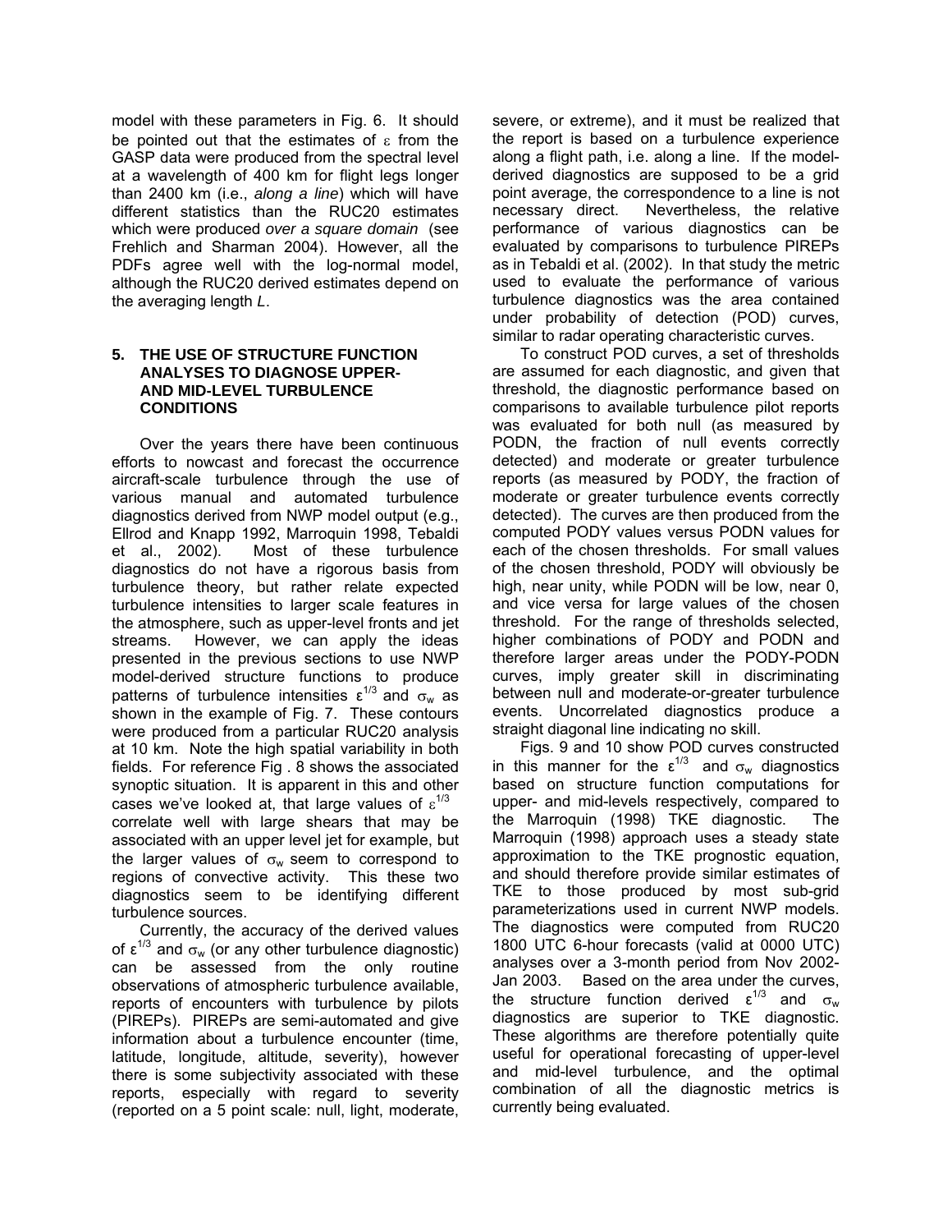model with these parameters in Fig. 6. It should be pointed out that the estimates of $\varepsilon$ from the GASP data were produced from the spectral level at a wavelength of 400 km for flight legs longer than 2400 km (i.e., *along a line*) which will have different statistics than the RUC20 estimates which were produced *over a square domain* (see Frehlich and Sharman 2004). However, all the PDFs agree well with the log-normal model, although the RUC20 derived estimates depend on the averaging length *L*.

## 5. THE USE OF STRUCTURE FUNCTION ANALYSES TO DIAGNOSE UPPER- AND MID-LEVEL TURBULENCE CONDITIONS

Over the years there have been continuous efforts to nowcast and forecast the occurrence aircraft-scale turbulence through the use of various manual and automated turbulence diagnostics derived from NWP model output (e.g., Ellrod and Knapp 1992, Marroquin 1998, Tebaldi et al., 2002). Most of these turbulence diagnostics do not have a rigorous basis from turbulence theory, but rather relate expected turbulence intensities to larger scale features in the atmosphere, such as upper-level fronts and jet streams. However, we can apply the ideas presented in the previous sections to use NWP model-derived structure functions to produce patterns of turbulence intensities $\varepsilon^{1/3}$ and $\sigma_w$ as shown in the example of Fig. 7. These contours were produced from a particular RUC20 analysis at 10 km. Note the high spatial variability in both fields. For reference Fig . 8 shows the associated synoptic situation. It is apparent in this and other cases we've looked at, that large values of $\varepsilon^{1/3}$ correlate well with large shears that may be associated with an upper level jet for example, but the larger values of $\sigma_w$ seem to correspond to regions of convective activity. This these two diagnostics seem to be identifying different turbulence sources.

Currently, the accuracy of the derived values of $\varepsilon^{1/3}$ and $\sigma_w$ (or any other turbulence diagnostic) can be assessed from the only routine observations of atmospheric turbulence available, reports of encounters with turbulence by pilots (PIREPs). PIREPs are semi-automated and give information about a turbulence encounter (time, latitude, longitude, altitude, severity), however there is some subjectivity associated with these reports, especially with regard to severity (reported on a 5 point scale: null, light, moderate, severe, or extreme), and it must be realized that the report is based on a turbulence experience along a flight path, i.e. along a line. If the model-derived diagnostics are supposed to be a grid point average, the correspondence to a line is not necessary direct. Nevertheless, the relative performance of various diagnostics can be evaluated by comparisons to turbulence PIREPs as in Tebaldi et al. (2002). In that study the metric used to evaluate the performance of various turbulence diagnostics was the area contained under probability of detection (POD) curves, similar to radar operating characteristic curves.

To construct POD curves, a set of thresholds are assumed for each diagnostic, and given that threshold, the diagnostic performance based on comparisons to available turbulence pilot reports was evaluated for both null (as measured by PODN, the fraction of null events correctly detected) and moderate or greater turbulence reports (as measured by PODY, the fraction of moderate or greater turbulence events correctly detected). The curves are then produced from the computed PODY values versus PODN values for each of the chosen thresholds. For small values of the chosen threshold, PODY will obviously be high, near unity, while PODN will be low, near 0, and vice versa for large values of the chosen threshold. For the range of thresholds selected, higher combinations of PODY and PODN and therefore larger areas under the PODY-PODN curves, imply greater skill in discriminating between null and moderate-or-greater turbulence events. Uncorrelated diagnostics produce a straight diagonal line indicating no skill.

Figs. 9 and 10 show POD curves constructed in this manner for the $\varepsilon^{1/3}$ and $\sigma_w$ diagnostics based on structure function computations for upper- and mid-levels respectively, compared to the Marroquin (1998) TKE diagnostic. The Marroquin (1998) approach uses a steady state approximation to the TKE prognostic equation, and should therefore provide similar estimates of TKE to those produced by most sub-grid parameterizations used in current NWP models. The diagnostics were computed from RUC20 1800 UTC 6-hour forecasts (valid at 0000 UTC) analyses over a 3-month period from Nov 2002-Jan 2003. Based on the area under the curves, the structure function derived $\varepsilon^{1/3}$ and $\sigma_w$ diagnostics are superior to TKE diagnostic. These algorithms are therefore potentially quite useful for operational forecasting of upper-level and mid-level turbulence, and the optimal combination of all the diagnostic metrics is currently being evaluated.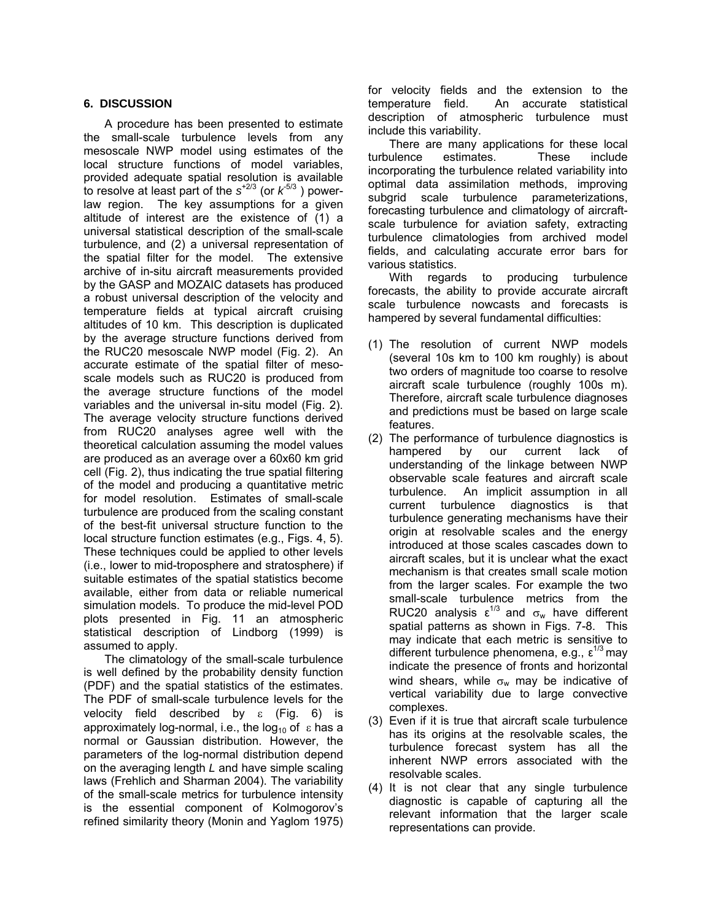## 6. DISCUSSION

A procedure has been presented to estimate the small-scale turbulence levels from any mesoscale NWP model using estimates of the local structure functions of model variables, provided adequate spatial resolution is available to resolve at least part of the $s^{+2/3}$ (or $k^{-5/3}$ ) power-law region. The key assumptions for a given altitude of interest are the existence of (1) a universal statistical description of the small-scale turbulence, and (2) a universal representation of the spatial filter for the model. The extensive archive of in-situ aircraft measurements provided by the GASP and MOZAIC datasets has produced a robust universal description of the velocity and temperature fields at typical aircraft cruising altitudes of 10 km. This description is duplicated by the average structure functions derived from the RUC20 mesoscale NWP model (Fig. 2). An accurate estimate of the spatial filter of meso-scale models such as RUC20 is produced from the average structure functions of the model variables and the universal in-situ model (Fig. 2). The average velocity structure functions derived from RUC20 analyses agree well with the theoretical calculation assuming the model values are produced as an average over a 60x60 km grid cell (Fig. 2), thus indicating the true spatial filtering of the model and producing a quantitative metric for model resolution. Estimates of small-scale turbulence are produced from the scaling constant of the best-fit universal structure function to the local structure function estimates (e.g., Figs. 4, 5). These techniques could be applied to other levels (i.e., lower to mid-troposphere and stratosphere) if suitable estimates of the spatial statistics become available, either from data or reliable numerical simulation models. To produce the mid-level POD plots presented in Fig. 11 an atmospheric statistical description of Lindborg (1999) is assumed to apply.

The climatology of the small-scale turbulence is well defined by the probability density function (PDF) and the spatial statistics of the estimates. The PDF of small-scale turbulence levels for the velocity field described by $\varepsilon$ (Fig. 6) is approximately log-normal, i.e., the $\log_{10}$ of $\varepsilon$ has a normal or Gaussian distribution. However, the parameters of the log-normal distribution depend on the averaging length $L$ and have simple scaling laws (Frehlich and Sharman 2004). The variability of the small-scale metrics for turbulence intensity is the essential component of Kolmogorov's refined similarity theory (Monin and Yaglom 1975) for velocity fields and the extension to the temperature field. An accurate statistical description of atmospheric turbulence must include this variability.

There are many applications for these local turbulence estimates. These include incorporating the turbulence related variability into optimal data assimilation methods, improving subgrid scale turbulence parameterizations, forecasting turbulence and climatology of aircraft-scale turbulence for aviation safety, extracting turbulence climatologies from archived model fields, and calculating accurate error bars for various statistics.

With regards to producing turbulence forecasts, the ability to provide accurate aircraft scale turbulence nowcasts and forecasts is hampered by several fundamental difficulties:

(1) The resolution of current NWP models (several 10s km to 100 km roughly) is about two orders of magnitude too coarse to resolve aircraft scale turbulence (roughly 100s m). Therefore, aircraft scale turbulence diagnoses and predictions must be based on large scale features.

(2) The performance of turbulence diagnostics is hampered by our current lack of understanding of the linkage between NWP observable scale features and aircraft scale turbulence. An implicit assumption in all current turbulence diagnostics is that turbulence generating mechanisms have their origin at resolvable scales and the energy introduced at those scales cascades down to aircraft scales, but it is unclear what the exact mechanism is that creates small scale motion from the larger scales. For example the two small-scale turbulence metrics from the RUC20 analysis $\varepsilon^{1/3}$ and $\sigma_w$ have different spatial patterns as shown in Figs. 7-8. This may indicate that each metric is sensitive to different turbulence phenomena, e.g., $\varepsilon^{1/3}$ may indicate the presence of fronts and horizontal wind shears, while $\sigma_w$ may be indicative of vertical variability due to large convective complexes.

(3) Even if it is true that aircraft scale turbulence has its origins at the resolvable scales, the turbulence forecast system has all the inherent NWP errors associated with the resolvable scales.

(4) It is not clear that any single turbulence diagnostic is capable of capturing all the relevant information that the larger scale representations can provide.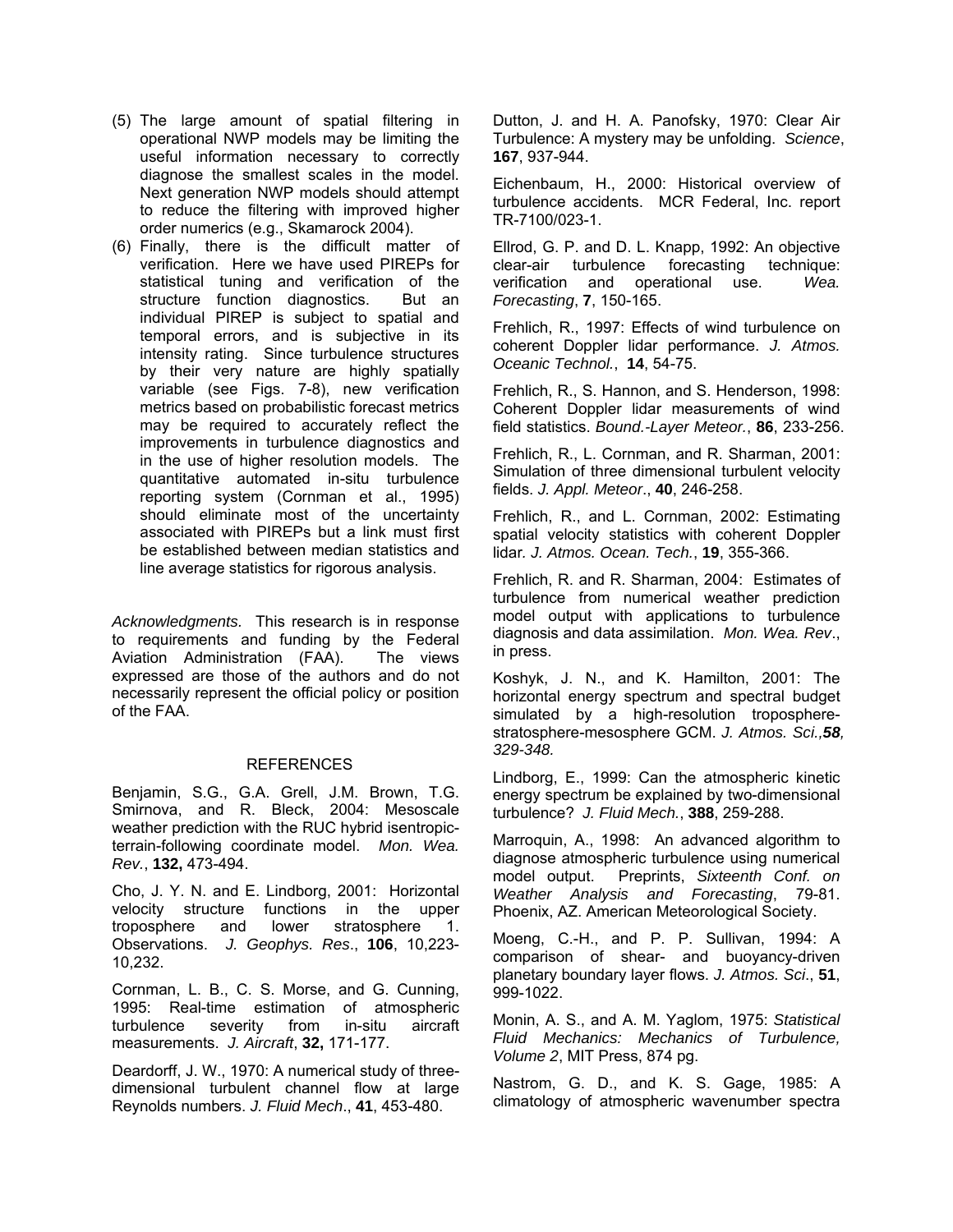(5) The large amount of spatial filtering in operational NWP models may be limiting the useful information necessary to correctly diagnose the smallest scales in the model. Next generation NWP models should attempt to reduce the filtering with improved higher order numerics (e.g., Skamarock 2004).

(6) Finally, there is the difficult matter of verification. Here we have used PIREPs for statistical tuning and verification of the structure function diagnostics. But an individual PIREP is subject to spatial and temporal errors, and is subjective in its intensity rating. Since turbulence structures by their very nature are highly spatially variable (see Figs. 7-8), new verification metrics based on probabilistic forecast metrics may be required to accurately reflect the improvements in turbulence diagnostics and in the use of higher resolution models. The quantitative automated in-situ turbulence reporting system (Cornman et al., 1995) should eliminate most of the uncertainty associated with PIREPs but a link must first be established between median statistics and line average statistics for rigorous analysis.

*Acknowledgments.* This research is in response to requirements and funding by the Federal Aviation Administration (FAA). The views expressed are those of the authors and do not necessarily represent the official policy or position of the FAA.

## REFERENCES

Benjamin, S.G., G.A. Grell, J.M. Brown, T.G. Smirnova, and R. Bleck, 2004: Mesoscale weather prediction with the RUC hybrid isentropic-terrain-following coordinate model. *Mon. Wea. Rev.*, **132,** 473-494.

Cho, J. Y. N. and E. Lindborg, 2001: Horizontal velocity structure functions in the upper troposphere and lower stratosphere 1. Observations. *J. Geophys. Res*., **106**, 10,223-10,232.

Cornman, L. B., C. S. Morse, and G. Cunning, 1995: Real-time estimation of atmospheric turbulence severity from in-situ aircraft measurements. *J. Aircraft*, **32,** 171-177.

Deardorff, J. W., 1970: A numerical study of three-dimensional turbulent channel flow at large Reynolds numbers. *J. Fluid Mech*., **41**, 453-480.

Dutton, J. and H. A. Panofsky, 1970: Clear Air Turbulence: A mystery may be unfolding. *Science*, **167**, 937-944.

Eichenbaum, H., 2000: Historical overview of turbulence accidents. MCR Federal, Inc. report TR-7100/023-1.

Ellrod, G. P. and D. L. Knapp, 1992: An objective clear-air turbulence forecasting technique: verification and operational use. *Wea. Forecasting*, **7**, 150-165.

Frehlich, R., 1997: Effects of wind turbulence on coherent Doppler lidar performance. *J. Atmos. Oceanic Technol.*, **14**, 54-75.

Frehlich, R., S. Hannon, and S. Henderson, 1998: Coherent Doppler lidar measurements of wind field statistics. *Bound.-Layer Meteor.*, **86**, 233-256.

Frehlich, R., L. Cornman, and R. Sharman, 2001: Simulation of three dimensional turbulent velocity fields. *J. Appl. Meteor*., **40**, 246-258.

Frehlich, R., and L. Cornman, 2002: Estimating spatial velocity statistics with coherent Doppler lidar. *J. Atmos. Ocean. Tech.*, **19**, 355-366.

Frehlich, R. and R. Sharman, 2004: Estimates of turbulence from numerical weather prediction model output with applications to turbulence diagnosis and data assimilation. *Mon. Wea. Rev*., in press.

Koshyk, J. N., and K. Hamilton, 2001: The horizontal energy spectrum and spectral budget simulated by a high-resolution troposphere-stratosphere-mesosphere GCM. *J. Atmos. Sci.,**58**, 329-348.*

Lindborg, E., 1999: Can the atmospheric kinetic energy spectrum be explained by two-dimensional turbulence? *J. Fluid Mech.*, **388**, 259-288.

Marroquin, A., 1998: An advanced algorithm to diagnose atmospheric turbulence using numerical model output. Preprints, *Sixteenth Conf. on Weather Analysis and Forecasting*, 79-81. Phoenix, AZ. American Meteorological Society.

Moeng, C.-H., and P. P. Sullivan, 1994: A comparison of shear- and buoyancy-driven planetary boundary layer flows. *J. Atmos. Sci*., **51**, 999-1022.

Monin, A. S., and A. M. Yaglom, 1975: *Statistical Fluid Mechanics: Mechanics of Turbulence, Volume 2*, MIT Press, 874 pg.

Nastrom, G. D., and K. S. Gage, 1985: A climatology of atmospheric wavenumber spectra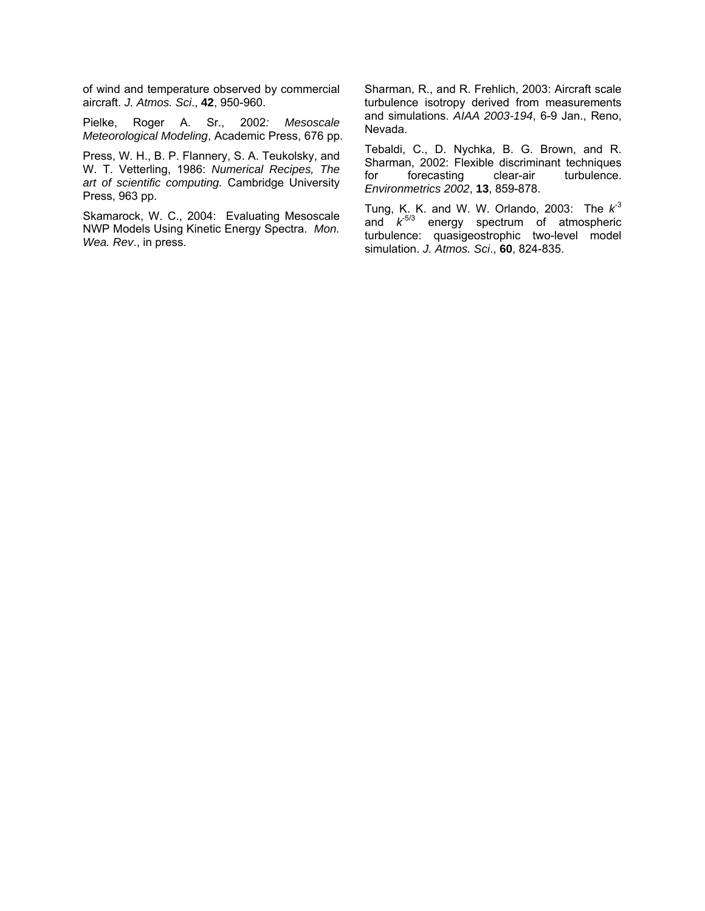of wind and temperature observed by commercial aircraft. *J. Atmos. Sci*., **42**, 950-960.

Pielke, Roger A. Sr., 2002*: Mesoscale Meteorological Modeling*, Academic Press, 676 pp.

Press, W. H., B. P. Flannery, S. A. Teukolsky, and W. T. Vetterling, 1986: *Numerical Recipes, The art of scientific computing.* Cambridge University Press, 963 pp.

Skamarock, W. C., 2004: Evaluating Mesoscale NWP Models Using Kinetic Energy Spectra. *Mon. Wea. Rev*., in press.

Sharman, R., and R. Frehlich, 2003: Aircraft scale turbulence isotropy derived from measurements and simulations. *AIAA 2003-194*, 6-9 Jan., Reno, Nevada.

Tebaldi, C., D. Nychka, B. G. Brown, and R. Sharman, 2002: Flexible discriminant techniques for forecasting clear-air turbulence. *Environmetrics 2002*, **13**, 859-878.

Tung, K. K. and W. W. Orlando, 2003: The $k^{-3}$ and $k^{-5/3}$ energy spectrum of atmospheric turbulence: quasigeostrophic two-level model simulation. *J. Atmos. Sci*., **60**, 824-835.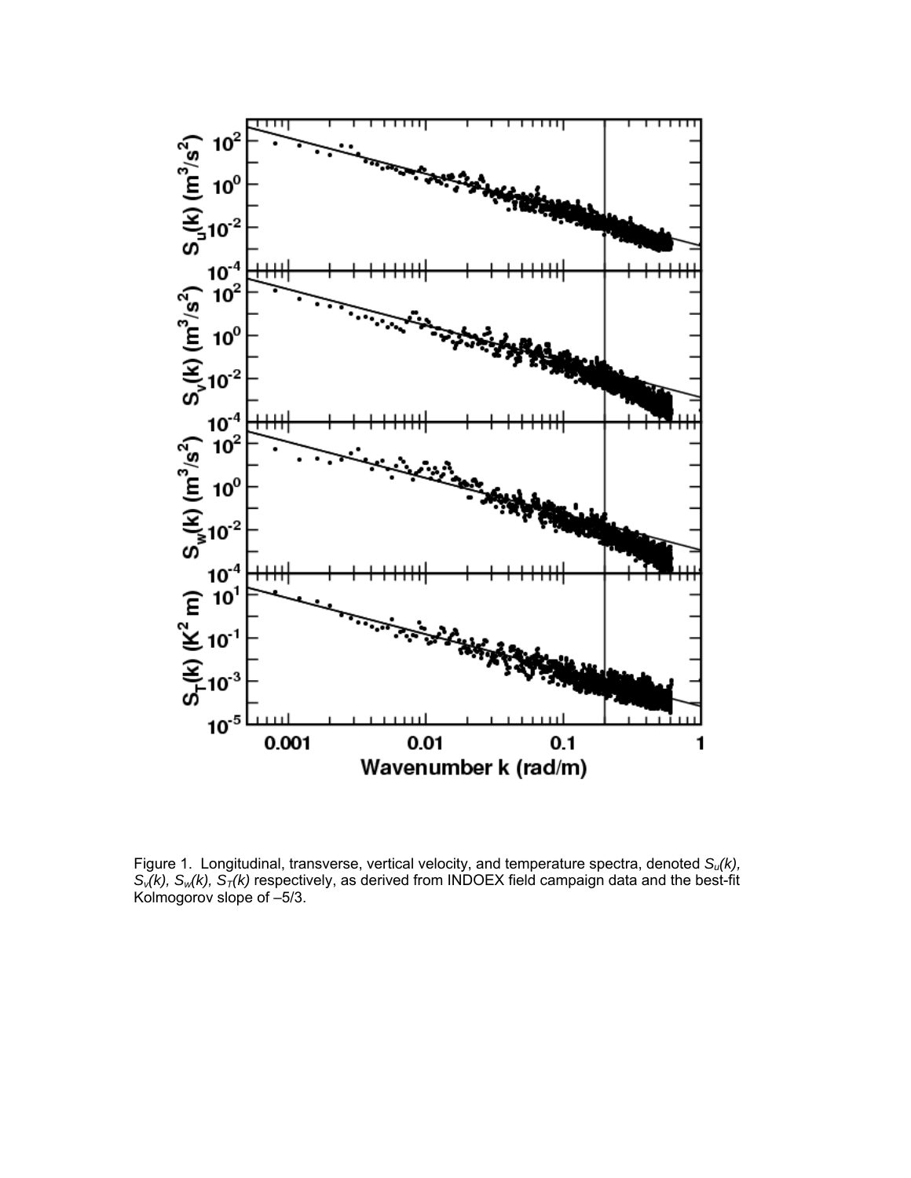Figure 1. Longitudinal, transverse, vertical velocity, and temperature spectra, denoted $S_u(k)$, $S_v(k)$, $S_w(k)$, $S_T(k)$ respectively, as derived from INDOEX field campaign data and the best-fit Kolmogorov slope of –5/3.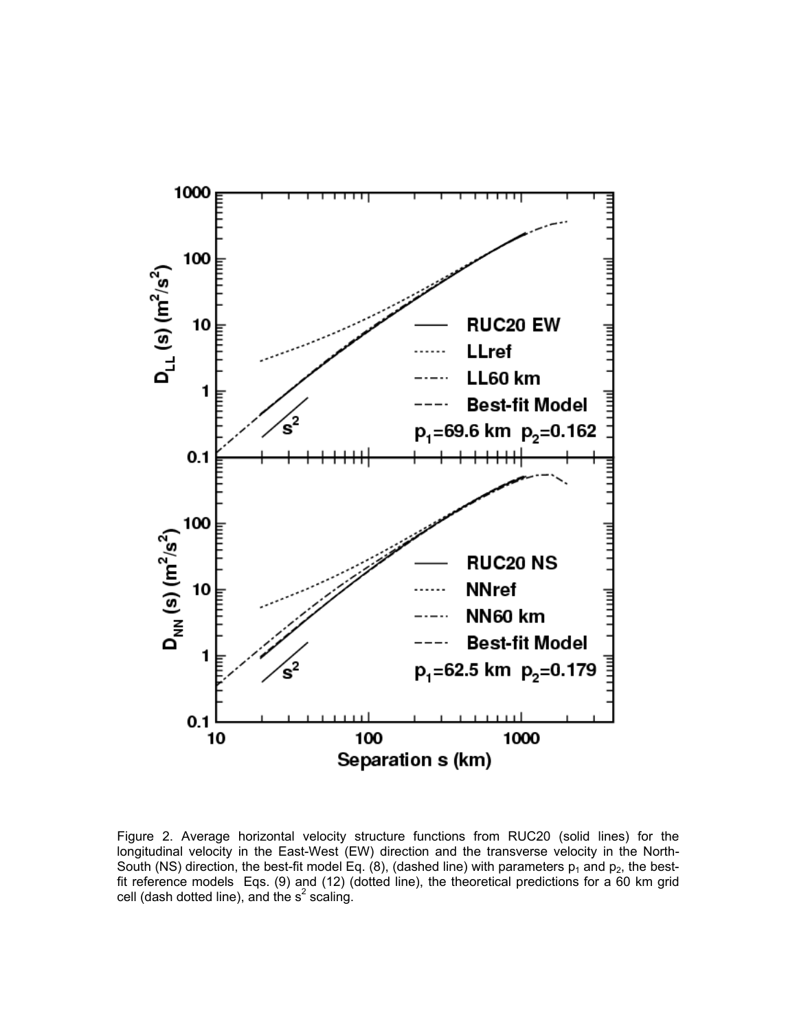Figure 2. Average horizontal velocity structure functions from RUC20 (solid lines) for the longitudinal velocity in the East-West (EW) direction and the transverse velocity in the North-South (NS) direction, the best-fit model Eq. (8), (dashed line) with parameters $p_1$ and $p_2$, the best-fit reference models Eqs. (9) and (12) (dotted line), the theoretical predictions for a 60 km grid cell (dash dotted line), and the $s^2$ scaling.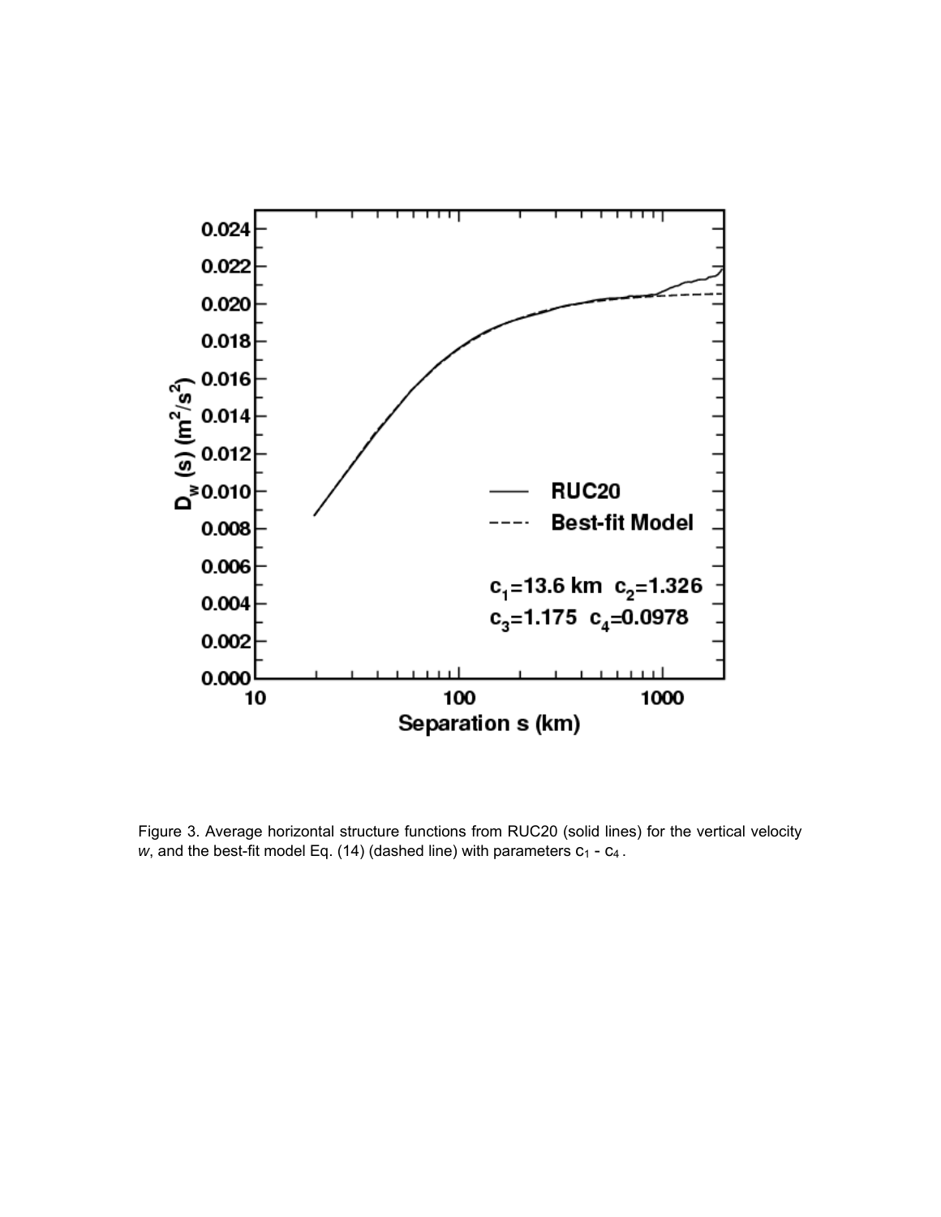Figure 3. Average horizontal structure functions from RUC20 (solid lines) for the vertical velocity *w*, and the best-fit model Eq. (14) (dashed line) with parameters $c_1$ - $c_4$ .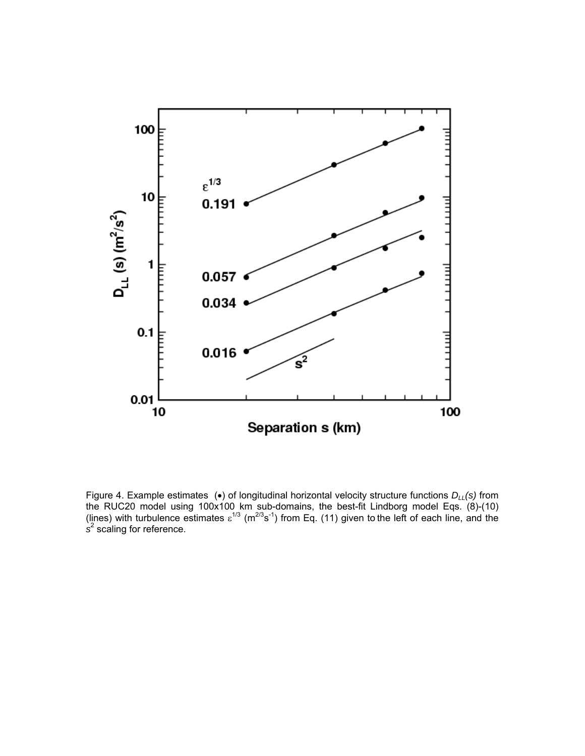Figure 4. Example estimates (•) of longitudinal horizontal velocity structure functions $D_{LL}(s)$ from the RUC20 model using 100x100 km sub-domains, the best-fit Lindborg model Eqs. (8)-(10) (lines) with turbulence estimates $\varepsilon^{1/3}$ ($m^{2/3}s^{-1}$) from Eq. (11) given to the left of each line, and the $s^2$ scaling for reference.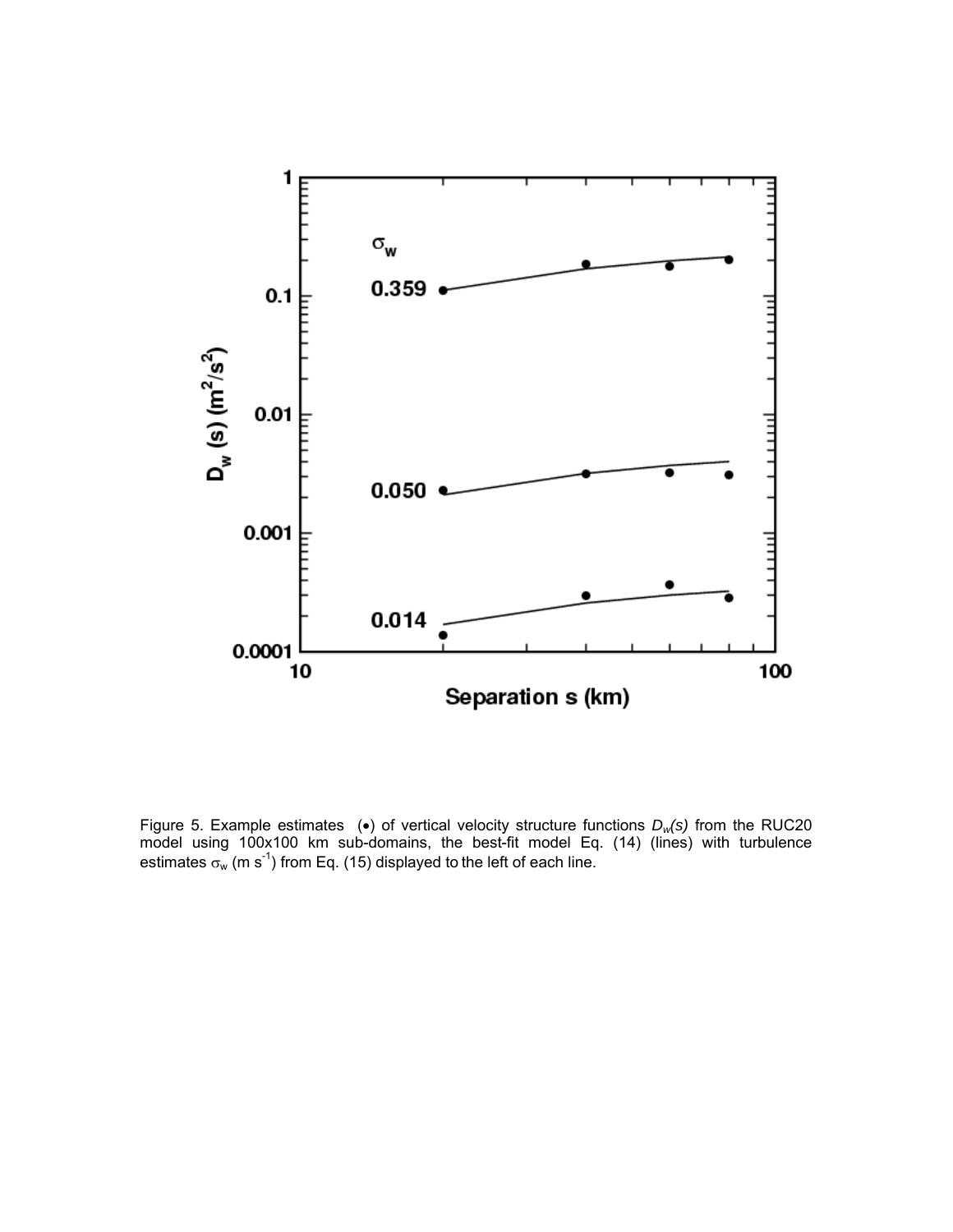Figure 5. Example estimates (•) of vertical velocity structure functions $D_w(s)$ from the RUC20 model using 100x100 km sub-domains, the best-fit model Eq. (14) (lines) with turbulence estimates $\sigma_w$ (m s$^{-1}$) from Eq. (15) displayed to the left of each line.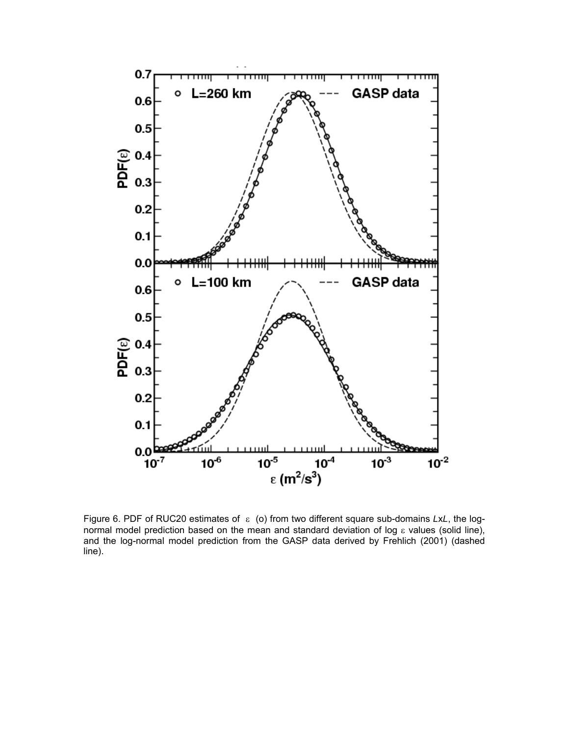Figure 6. PDF of RUC20 estimates of $\varepsilon$ (o) from two different square sub-domains *LxL*, the log-normal model prediction based on the mean and standard deviation of log $\varepsilon$ values (solid line), and the log-normal model prediction from the GASP data derived by Frehlich (2001) (dashed line).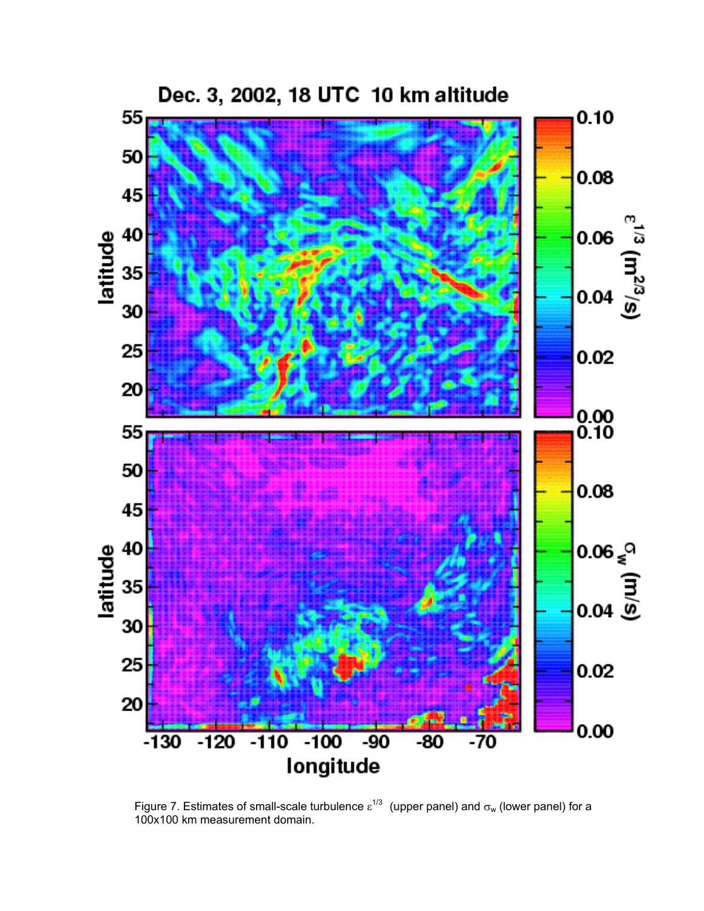Figure 7. Estimates of small-scale turbulence $\varepsilon^{1/3}$ (upper panel) and $\sigma_w$ (lower panel) for a 100x100 km measurement domain.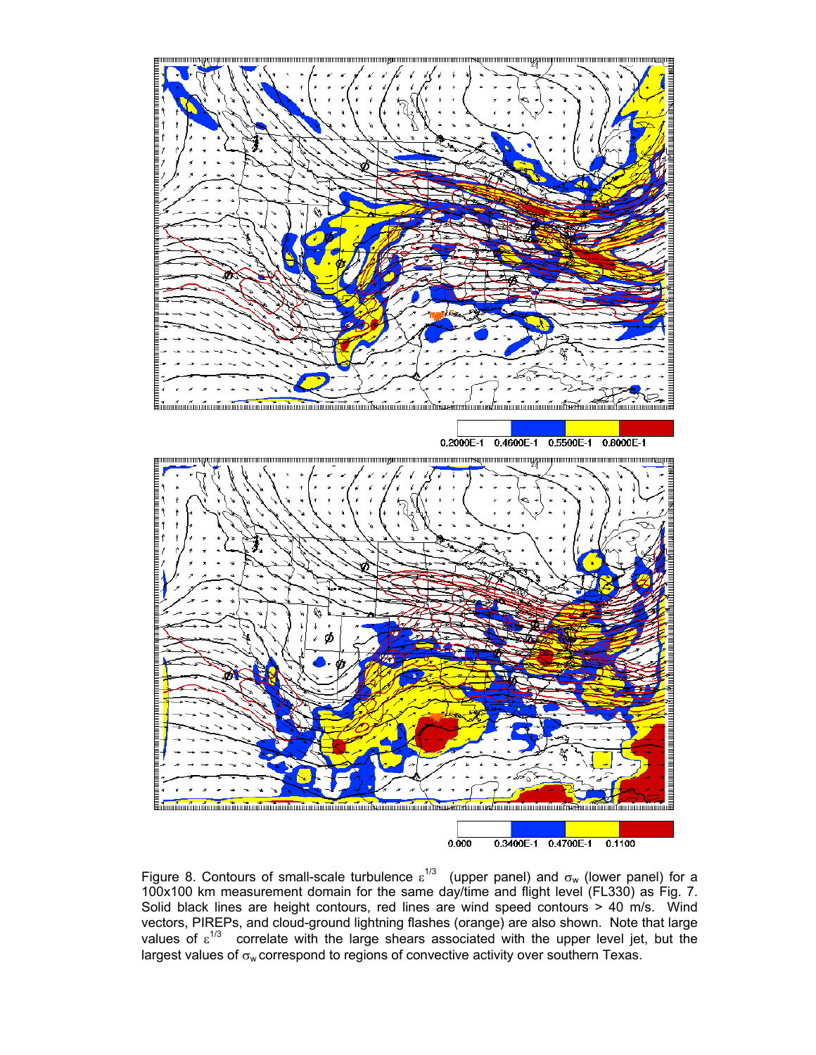Figure 8. Contours of small-scale turbulence $\varepsilon^{1/3}$ (upper panel) and $\sigma_w$ (lower panel) for a 100x100 km measurement domain for the same day/time and flight level (FL330) as Fig. 7. Solid black lines are height contours, red lines are wind speed contours > 40 m/s. Wind vectors, PIREPs, and cloud-ground lightning flashes (orange) are also shown. Note that large values of $\varepsilon^{1/3}$ correlate with the large shears associated with the upper level jet, but the largest values of $\sigma_w$ correspond to regions of convective activity over southern Texas.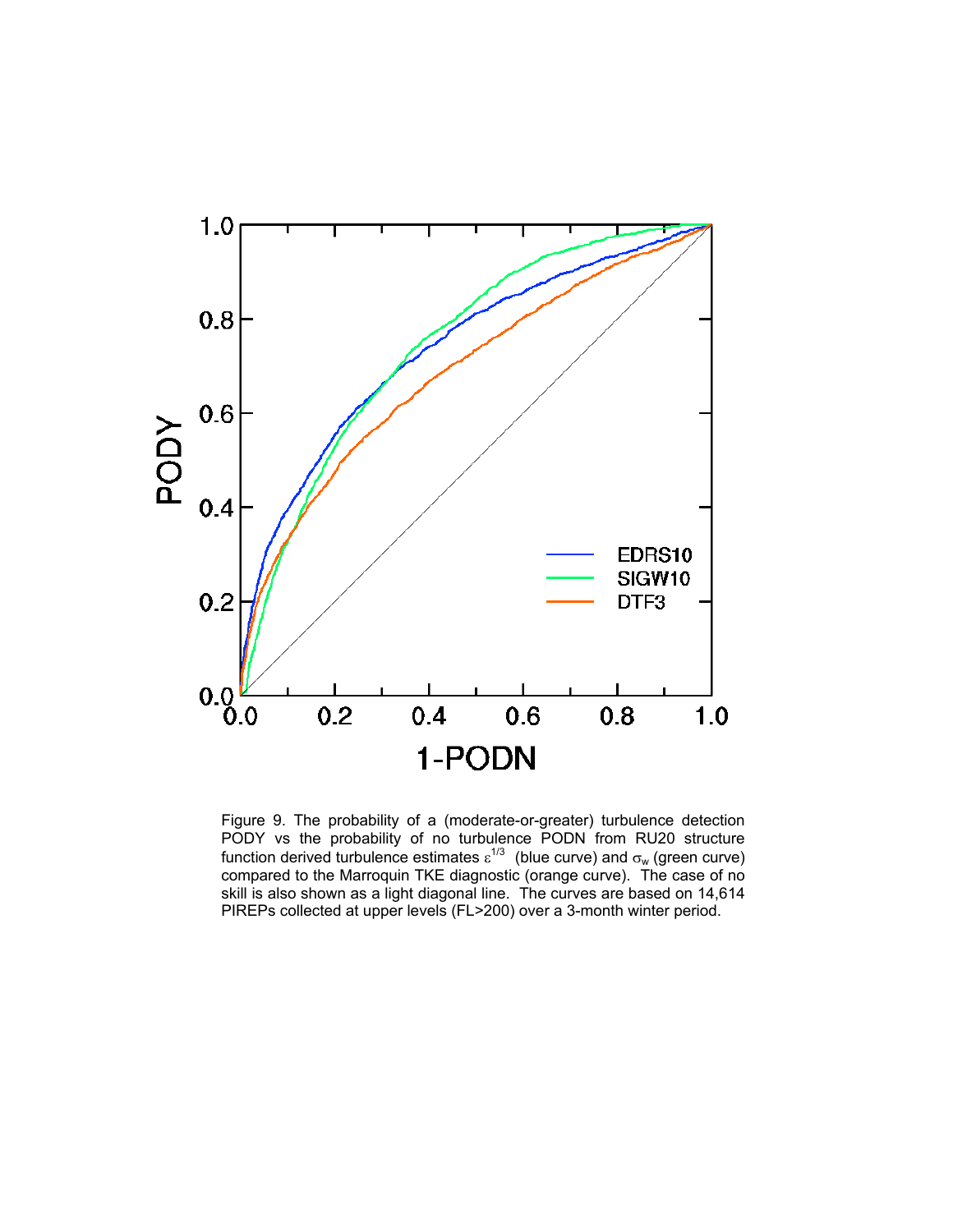Figure 9. The probability of a (moderate-or-greater) turbulence detection PODY vs the probability of no turbulence PODN from RU20 structure function derived turbulence estimates $\varepsilon^{1/3}$ (blue curve) and $\sigma_w$ (green curve) compared to the Marroquin TKE diagnostic (orange curve). The case of no skill is also shown as a light diagonal line. The curves are based on 14,614 PIREPs collected at upper levels (FL>200) over a 3-month winter period.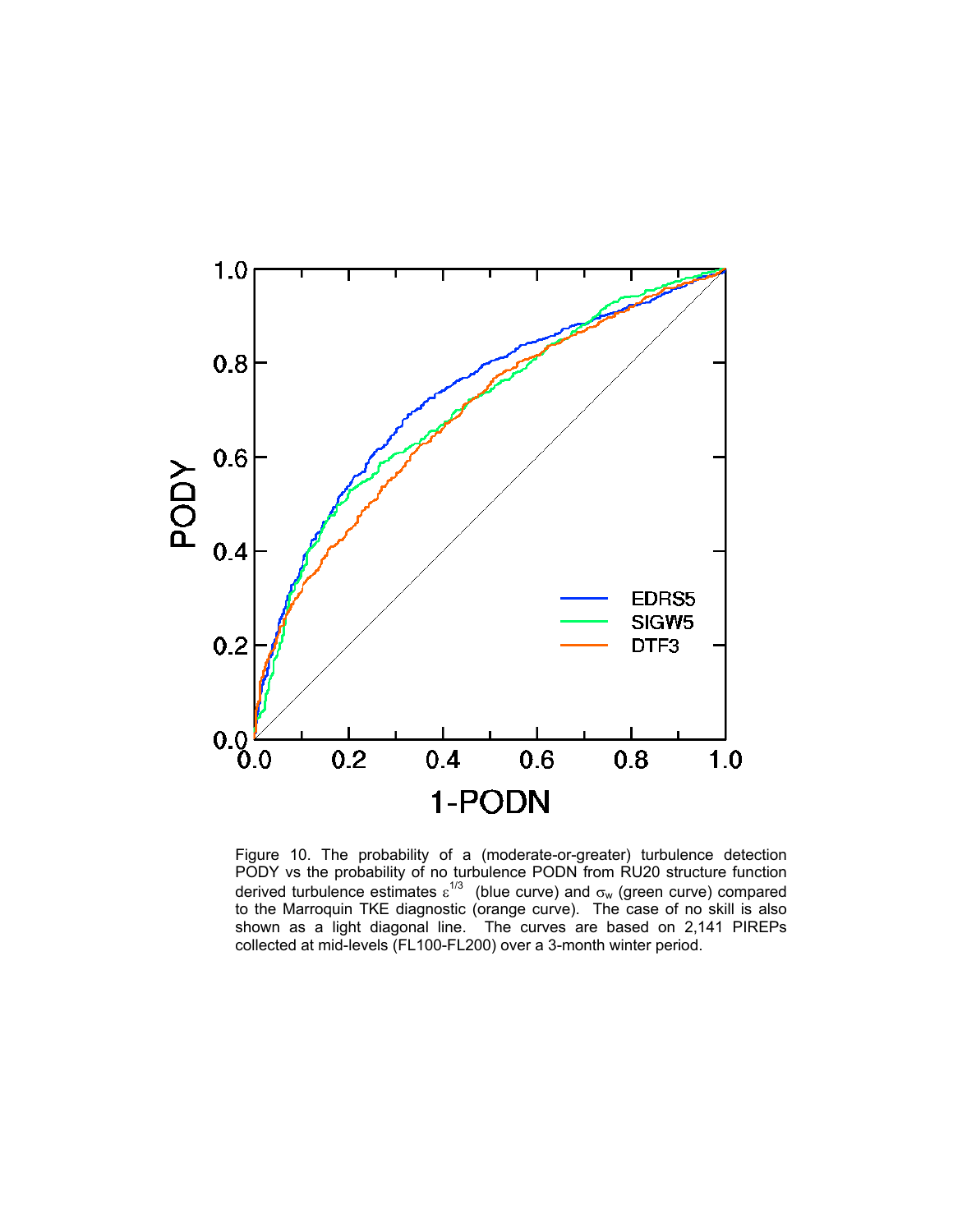1.0
0.8
0.6
0.4
0.2
0.0
PODY
0.0
0.2
0.4
0.6
0.8
1.0
1-PODN
EDRS5
SIGW5
DTF3

Figure 10. The probability of a (moderate-or-greater) turbulence detection PODY vs the probability of no turbulence PODN from RU20 structure function derived turbulence estimates $\varepsilon^{1/3}$ (blue curve) and $\sigma_w$ (green curve) compared to the Marroquin TKE diagnostic (orange curve). The case of no skill is also shown as a light diagonal line. The curves are based on 2,141 PIREPs collected at mid-levels (FL100-FL200) over a 3-month winter period.